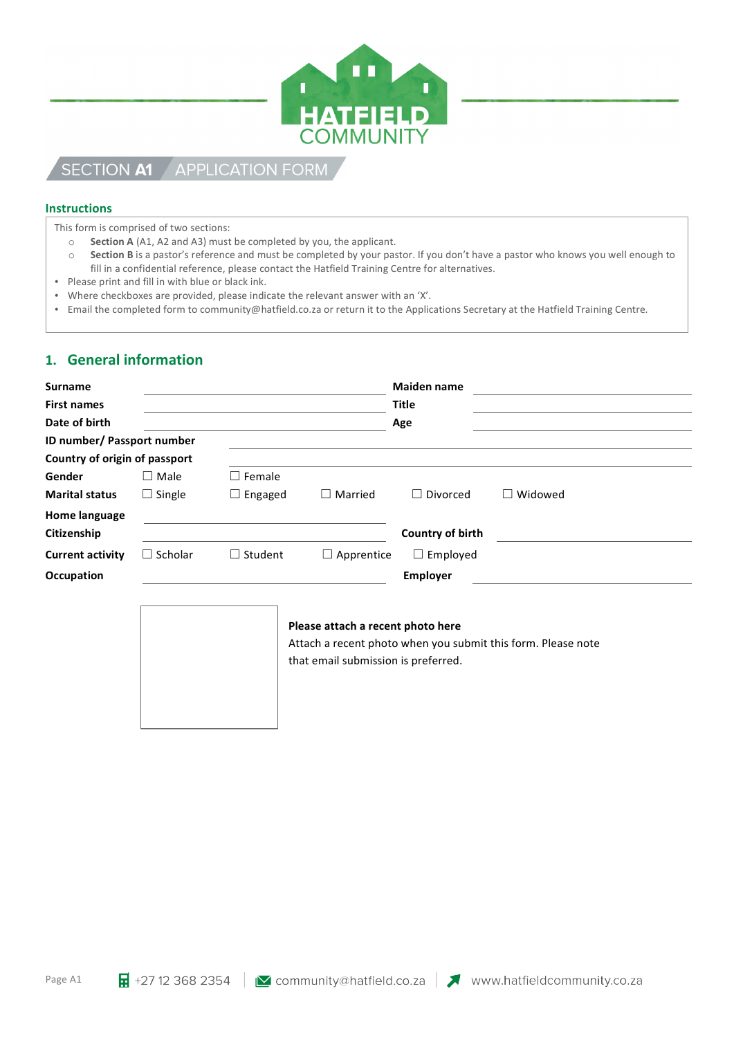HATFIELD COMMUNITY

# SECTION A1 APPLICATION FORM

## Instructions

This form is comprised of two sections:

- **Section A** (A1, A2 and A3) must be completed by you, the applicant.
- **Section B** is a pastor's reference and must be completed by your pastor. If you don't have a pastor who knows you well enough to fill in a confidential reference, please contact the Hatfield Training Centre for alternatives.

- Please print and fill in with blue or black ink.
- Where checkboxes are provided, please indicate the relevant answer with an 'X'.
- Email the completed form to community@hatfield.co.za or return it to the Applications Secretary at the Hatfield Training Centre.

## 1. General information

**Surname** ______________________ **Maiden name** ______________________

**First names** ______________________ **Title** ______________________

**Date of birth** ______________________ **Age** ______________________

**ID number/ Passport number** ______________________

**Country of origin of passport** ______________________

**Gender** ☐ Male ☐ Female

**Marital status** ☐ Single ☐ Engaged ☐ Married ☐ Divorced ☐ Widowed

**Home language** ______________________

**Citizenship** ______________________ **Country of birth** ______________________

**Current activity** ☐ Scholar ☐ Student ☐ Apprentice ☐ Employed

**Occupation** ______________________ **Employer** ______________________

**Please attach a recent photo here**

Attach a recent photo when you submit this form. Please note that email submission is preferred.

+27 12 368 2354 | community@hatfield.co.za | www.hatfieldcommunity.co.za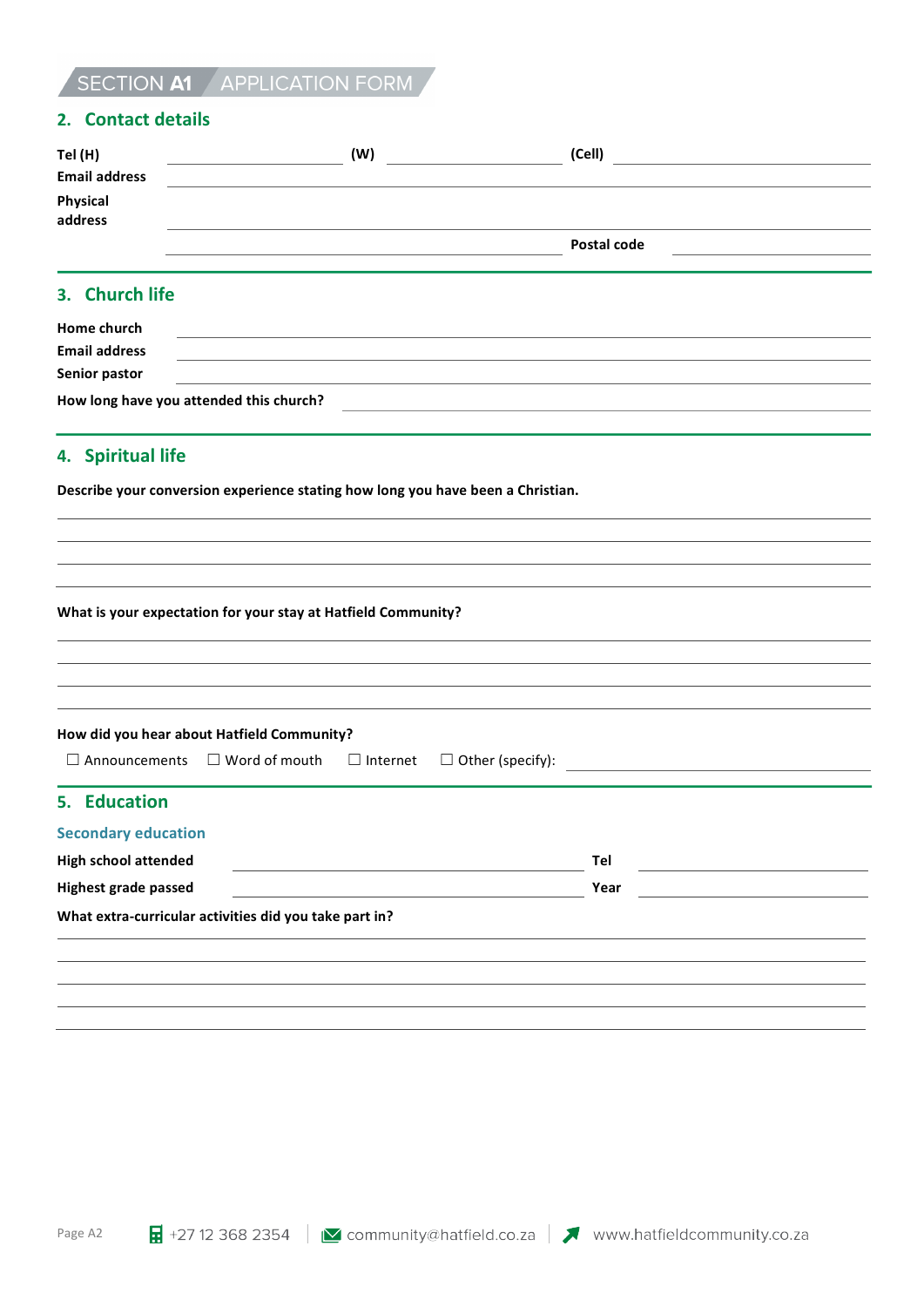SECTION **A1** APPLICATION FORM

## 2. Contact details

**Tel (H)** \_\_\_\_\_\_\_\_\_\_\_\_\_\_\_\_ **(W)** \_\_\_\_\_\_\_\_\_\_\_\_\_\_\_\_ **(Cell)** \_\_\_\_\_\_\_\_\_\_\_\_\_\_\_\_

**Email address** \_\_\_\_\_\_\_\_\_\_\_\_\_\_\_\_\_\_\_\_\_\_\_\_\_\_\_\_\_\_\_\_

**Physical address** \_\_\_\_\_\_\_\_\_\_\_\_\_\_\_\_\_\_\_\_\_\_\_\_\_\_\_\_\_\_\_\_

\_\_\_\_\_\_\_\_\_\_\_\_\_\_\_\_\_\_\_\_\_\_\_\_ **Postal code** \_\_\_\_\_\_\_\_\_\_\_\_

## 3. Church life

**Home church** \_\_\_\_\_\_\_\_\_\_\_\_\_\_\_\_\_\_\_\_\_\_\_\_\_\_\_\_\_\_\_\_

**Email address** \_\_\_\_\_\_\_\_\_\_\_\_\_\_\_\_\_\_\_\_\_\_\_\_\_\_\_\_\_\_\_\_

**Senior pastor** \_\_\_\_\_\_\_\_\_\_\_\_\_\_\_\_\_\_\_\_\_\_\_\_\_\_\_\_\_\_\_\_

**How long have you attended this church?** \_\_\_\_\_\_\_\_\_\_\_\_\_\_\_\_\_\_\_\_\_\_\_\_

## 4. Spiritual life

**Describe your conversion experience stating how long you have been a Christian.**

\_\_\_\_\_\_\_\_\_\_\_\_\_\_\_\_\_\_\_\_\_\_\_\_\_\_\_\_\_\_\_\_\_\_\_\_\_\_\_\_\_\_\_\_\_\_\_\_

\_\_\_\_\_\_\_\_\_\_\_\_\_\_\_\_\_\_\_\_\_\_\_\_\_\_\_\_\_\_\_\_\_\_\_\_\_\_\_\_\_\_\_\_\_\_\_\_

\_\_\_\_\_\_\_\_\_\_\_\_\_\_\_\_\_\_\_\_\_\_\_\_\_\_\_\_\_\_\_\_\_\_\_\_\_\_\_\_\_\_\_\_\_\_\_\_

\_\_\_\_\_\_\_\_\_\_\_\_\_\_\_\_\_\_\_\_\_\_\_\_\_\_\_\_\_\_\_\_\_\_\_\_\_\_\_\_\_\_\_\_\_\_\_\_

**What is your expectation for your stay at Hatfield Community?**

\_\_\_\_\_\_\_\_\_\_\_\_\_\_\_\_\_\_\_\_\_\_\_\_\_\_\_\_\_\_\_\_\_\_\_\_\_\_\_\_\_\_\_\_\_\_\_\_

\_\_\_\_\_\_\_\_\_\_\_\_\_\_\_\_\_\_\_\_\_\_\_\_\_\_\_\_\_\_\_\_\_\_\_\_\_\_\_\_\_\_\_\_\_\_\_\_

\_\_\_\_\_\_\_\_\_\_\_\_\_\_\_\_\_\_\_\_\_\_\_\_\_\_\_\_\_\_\_\_\_\_\_\_\_\_\_\_\_\_\_\_\_\_\_\_

\_\_\_\_\_\_\_\_\_\_\_\_\_\_\_\_\_\_\_\_\_\_\_\_\_\_\_\_\_\_\_\_\_\_\_\_\_\_\_\_\_\_\_\_\_\_\_\_

**How did you hear about Hatfield Community?**

☐ Announcements ☐ Word of mouth ☐ Internet ☐ Other (specify): \_\_\_\_\_\_\_\_\_\_\_\_\_\_\_\_

## 5. Education

### Secondary education

**High school attended** \_\_\_\_\_\_\_\_\_\_\_\_\_\_\_\_\_\_\_\_\_\_\_\_ **Tel** \_\_\_\_\_\_\_\_\_\_\_\_\_\_\_\_

**Highest grade passed** \_\_\_\_\_\_\_\_\_\_\_\_\_\_\_\_\_\_\_\_\_\_\_\_ **Year** \_\_\_\_\_\_\_\_\_\_\_\_\_\_\_\_

**What extra-curricular activities did you take part in?**

\_\_\_\_\_\_\_\_\_\_\_\_\_\_\_\_\_\_\_\_\_\_\_\_\_\_\_\_\_\_\_\_\_\_\_\_\_\_\_\_\_\_\_\_\_\_\_\_

\_\_\_\_\_\_\_\_\_\_\_\_\_\_\_\_\_\_\_\_\_\_\_\_\_\_\_\_\_\_\_\_\_\_\_\_\_\_\_\_\_\_\_\_\_\_\_\_

\_\_\_\_\_\_\_\_\_\_\_\_\_\_\_\_\_\_\_\_\_\_\_\_\_\_\_\_\_\_\_\_\_\_\_\_\_\_\_\_\_\_\_\_\_\_\_\_

\_\_\_\_\_\_\_\_\_\_\_\_\_\_\_\_\_\_\_\_\_\_\_\_\_\_\_\_\_\_\_\_\_\_\_\_\_\_\_\_\_\_\_\_\_\_\_\_

\_\_\_\_\_\_\_\_\_\_\_\_\_\_\_\_\_\_\_\_\_\_\_\_\_\_\_\_\_\_\_\_\_\_\_\_\_\_\_\_\_\_\_\_\_\_\_\_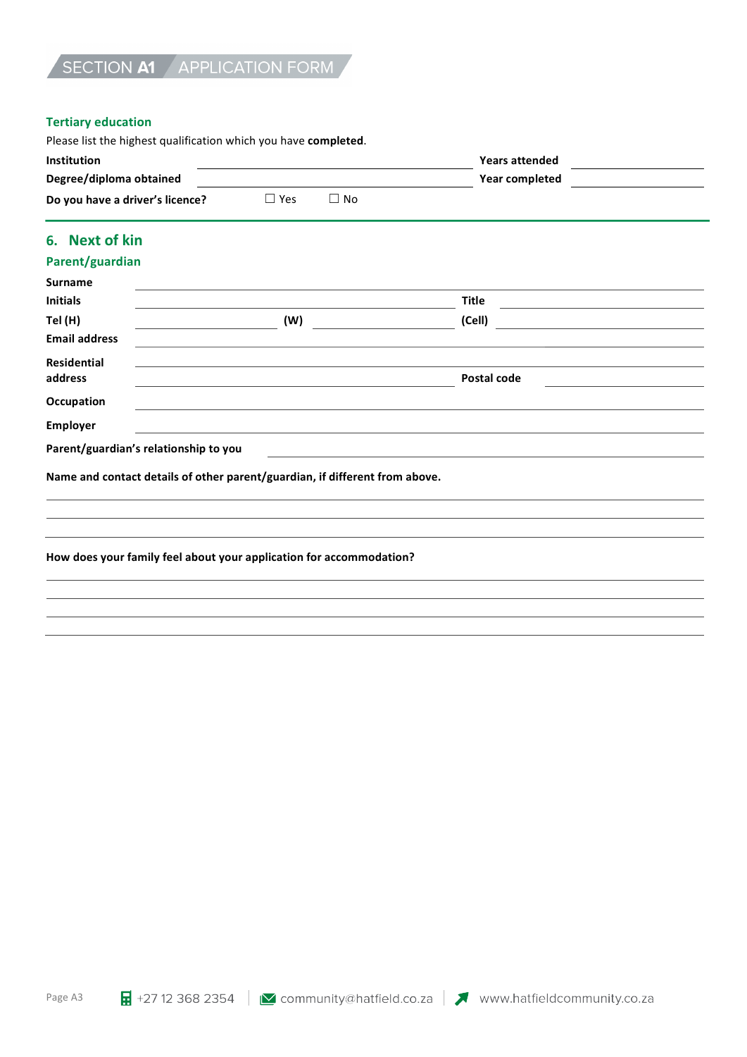## SECTION A1 APPLICATION FORM

### Tertiary education

Please list the highest qualification which you have **completed**.

**Institution** ______________________ **Years attended** ______________

**Degree/diploma obtained** ______________________ **Year completed** ______________

**Do you have a driver's licence?** ☐ Yes ☐ No

## 6. Next of kin

### Parent/guardian

**Surname** ______________________________________________

**Initials** ______________________ **Title** ______________

**Tel (H)** ______________ **(W)** ______________ **(Cell)** ______________

**Email address** ______________________________________________

**Residential address** ______________________________________________

______________________ **Postal code** ______________

**Occupation** ______________________________________________

**Employer** ______________________________________________

**Parent/guardian's relationship to you** ______________________

**Name and contact details of other parent/guardian, if different from above.**

______________________________________________

______________________________________________

______________________________________________

**How does your family feel about your application for accommodation?**

______________________________________________

______________________________________________

______________________________________________

______________________________________________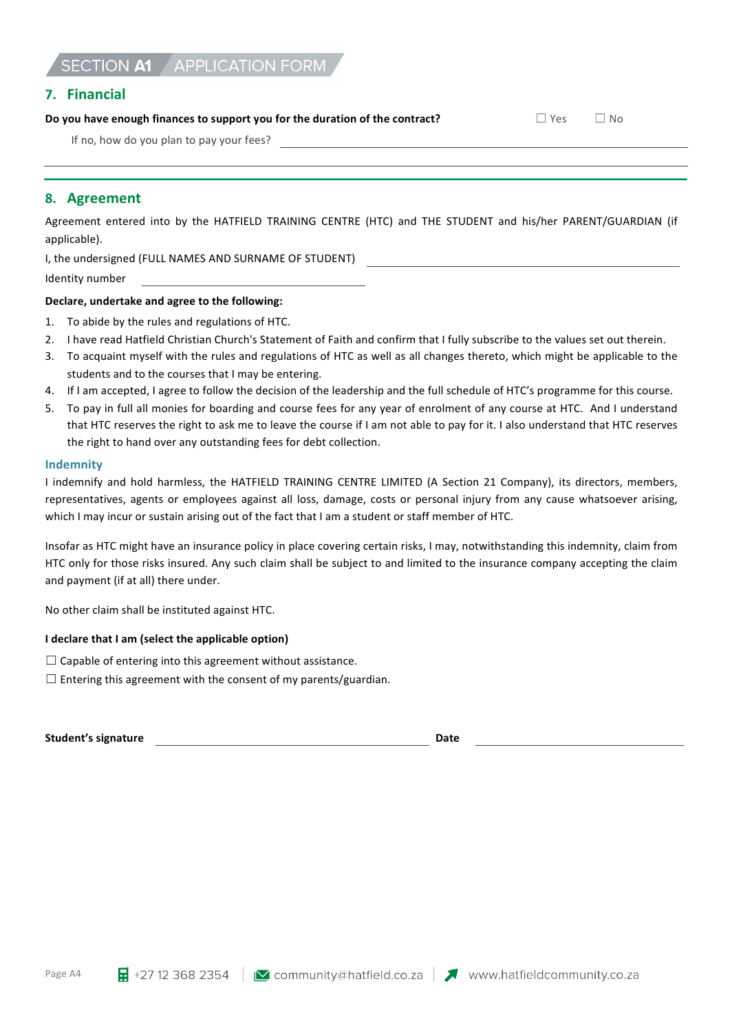SECTION **A1** APPLICATION FORM

## 7. Financial

**Do you have enough finances to support you for the duration of the contract?** ☐ Yes ☐ No

If no, how do you plan to pay your fees? ______________________________

______________________________________________________________________

## 8. Agreement

Agreement entered into by the HATFIELD TRAINING CENTRE (HTC) and THE STUDENT and his/her PARENT/GUARDIAN (if applicable).

I, the undersigned (FULL NAMES AND SURNAME OF STUDENT) ______________________________

Identity number ______________________________

**Declare, undertake and agree to the following:**

1. To abide by the rules and regulations of HTC.
2. I have read Hatfield Christian Church's Statement of Faith and confirm that I fully subscribe to the values set out therein.
3. To acquaint myself with the rules and regulations of HTC as well as all changes thereto, which might be applicable to the students and to the courses that I may be entering.
4. If I am accepted, I agree to follow the decision of the leadership and the full schedule of HTC's programme for this course.
5. To pay in full all monies for boarding and course fees for any year of enrolment of any course at HTC. And I understand that HTC reserves the right to ask me to leave the course if I am not able to pay for it. I also understand that HTC reserves the right to hand over any outstanding fees for debt collection.

### Indemnity

I indemnify and hold harmless, the HATFIELD TRAINING CENTRE LIMITED (A Section 21 Company), its directors, members, representatives, agents or employees against all loss, damage, costs or personal injury from any cause whatsoever arising, which I may incur or sustain arising out of the fact that I am a student or staff member of HTC.

Insofar as HTC might have an insurance policy in place covering certain risks, I may, notwithstanding this indemnity, claim from HTC only for those risks insured. Any such claim shall be subject to and limited to the insurance company accepting the claim and payment (if at all) there under.

No other claim shall be instituted against HTC.

**I declare that I am (select the applicable option)**

☐ Capable of entering into this agreement without assistance.

☐ Entering this agreement with the consent of my parents/guardian.

**Student's signature** ______________________________ **Date** ______________________________

Page A4 +27 12 368 2354 | community@hatfield.co.za | www.hatfieldcommunity.co.za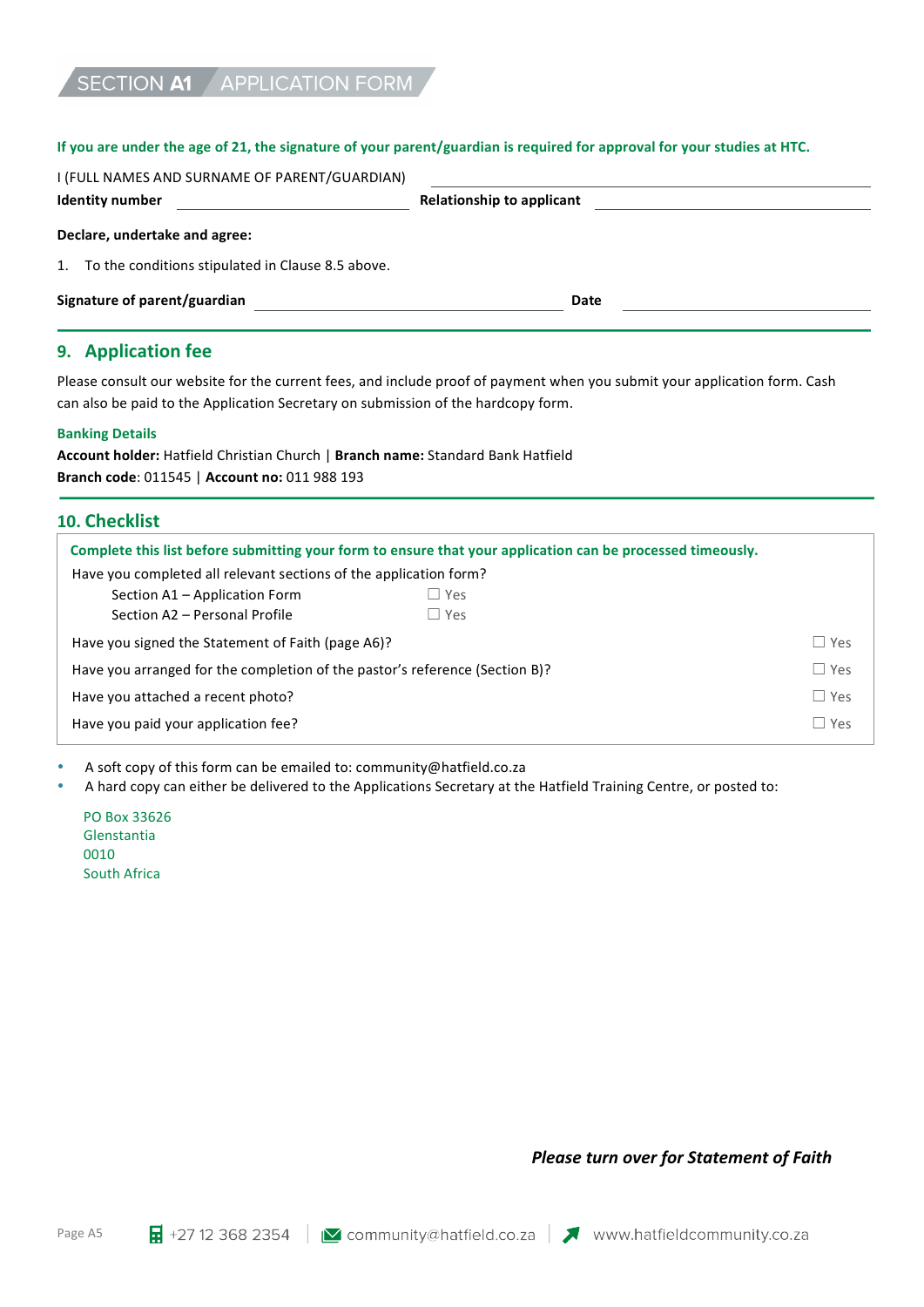# SECTION A1 APPLICATION FORM

**If you are under the age of 21, the signature of your parent/guardian is required for approval for your studies at HTC.**

I (FULL NAMES AND SURNAME OF PARENT/GUARDIAN) ______________________________

**Identity number** ______________________ **Relationship to applicant** ______________________

**Declare, undertake and agree:**

1. To the conditions stipulated in Clause 8.5 above.

**Signature of parent/guardian** ______________________________ **Date** ______________________

## 9. Application fee

Please consult our website for the current fees, and include proof of payment when you submit your application form. Cash can also be paid to the Application Secretary on submission of the hardcopy form.

**Banking Details**

**Account holder:** Hatfield Christian Church | **Branch name:** Standard Bank Hatfield
**Branch code**: 011545 | **Account no:** 011 988 193

## 10. Checklist

**Complete this list before submitting your form to ensure that your application can be processed timeously.**

Have you completed all relevant sections of the application form?

- Section A1 – Application Form ☐ Yes
- Section A2 – Personal Profile ☐ Yes

Have you signed the Statement of Faith (page A6)? ☐ Yes

Have you arranged for the completion of the pastor's reference (Section B)? ☐ Yes

Have you attached a recent photo? ☐ Yes

Have you paid your application fee? ☐ Yes

- A soft copy of this form can be emailed to: community@hatfield.co.za
- A hard copy can either be delivered to the Applications Secretary at the Hatfield Training Centre, or posted to:

PO Box 33626
Glenstantia
0010
South Africa

***Please turn over for Statement of Faith***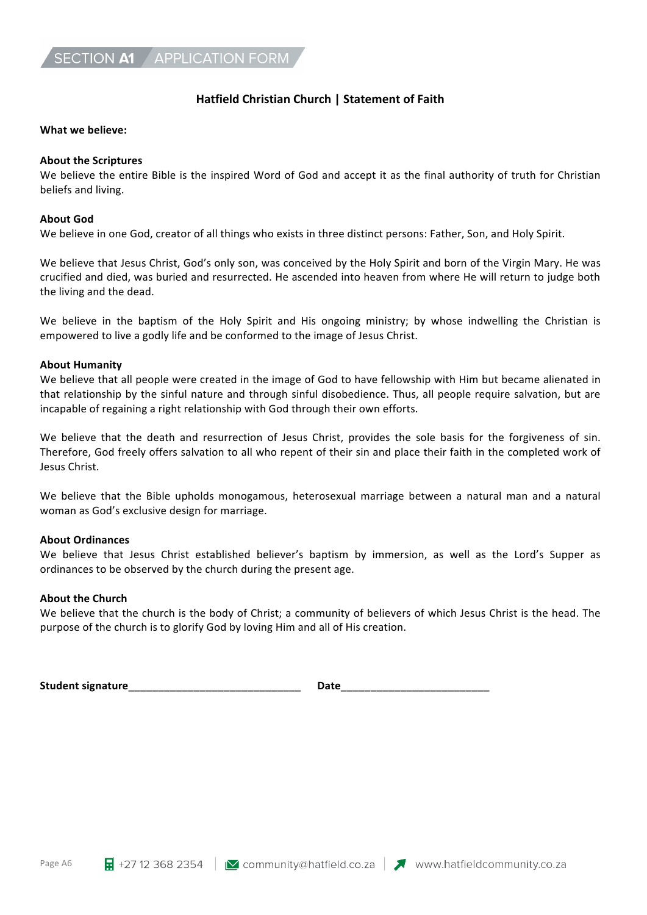SECTION A1 APPLICATION FORM

## Hatfield Christian Church | Statement of Faith

**What we believe:**

**About the Scriptures**

We believe the entire Bible is the inspired Word of God and accept it as the final authority of truth for Christian beliefs and living.

**About God**

We believe in one God, creator of all things who exists in three distinct persons: Father, Son, and Holy Spirit.

We believe that Jesus Christ, God's only son, was conceived by the Holy Spirit and born of the Virgin Mary. He was crucified and died, was buried and resurrected. He ascended into heaven from where He will return to judge both the living and the dead.

We believe in the baptism of the Holy Spirit and His ongoing ministry; by whose indwelling the Christian is empowered to live a godly life and be conformed to the image of Jesus Christ.

**About Humanity**

We believe that all people were created in the image of God to have fellowship with Him but became alienated in that relationship by the sinful nature and through sinful disobedience. Thus, all people require salvation, but are incapable of regaining a right relationship with God through their own efforts.

We believe that the death and resurrection of Jesus Christ, provides the sole basis for the forgiveness of sin. Therefore, God freely offers salvation to all who repent of their sin and place their faith in the completed work of Jesus Christ.

We believe that the Bible upholds monogamous, heterosexual marriage between a natural man and a natural woman as God's exclusive design for marriage.

**About Ordinances**

We believe that Jesus Christ established believer's baptism by immersion, as well as the Lord's Supper as ordinances to be observed by the church during the present age.

**About the Church**

We believe that the church is the body of Christ; a community of believers of which Jesus Christ is the head. The purpose of the church is to glorify God by loving Him and all of His creation.

**Student signature**_______________________________ **Date**__________________________

+27 12 368 2354 | community@hatfield.co.za | www.hatfieldcommunity.co.za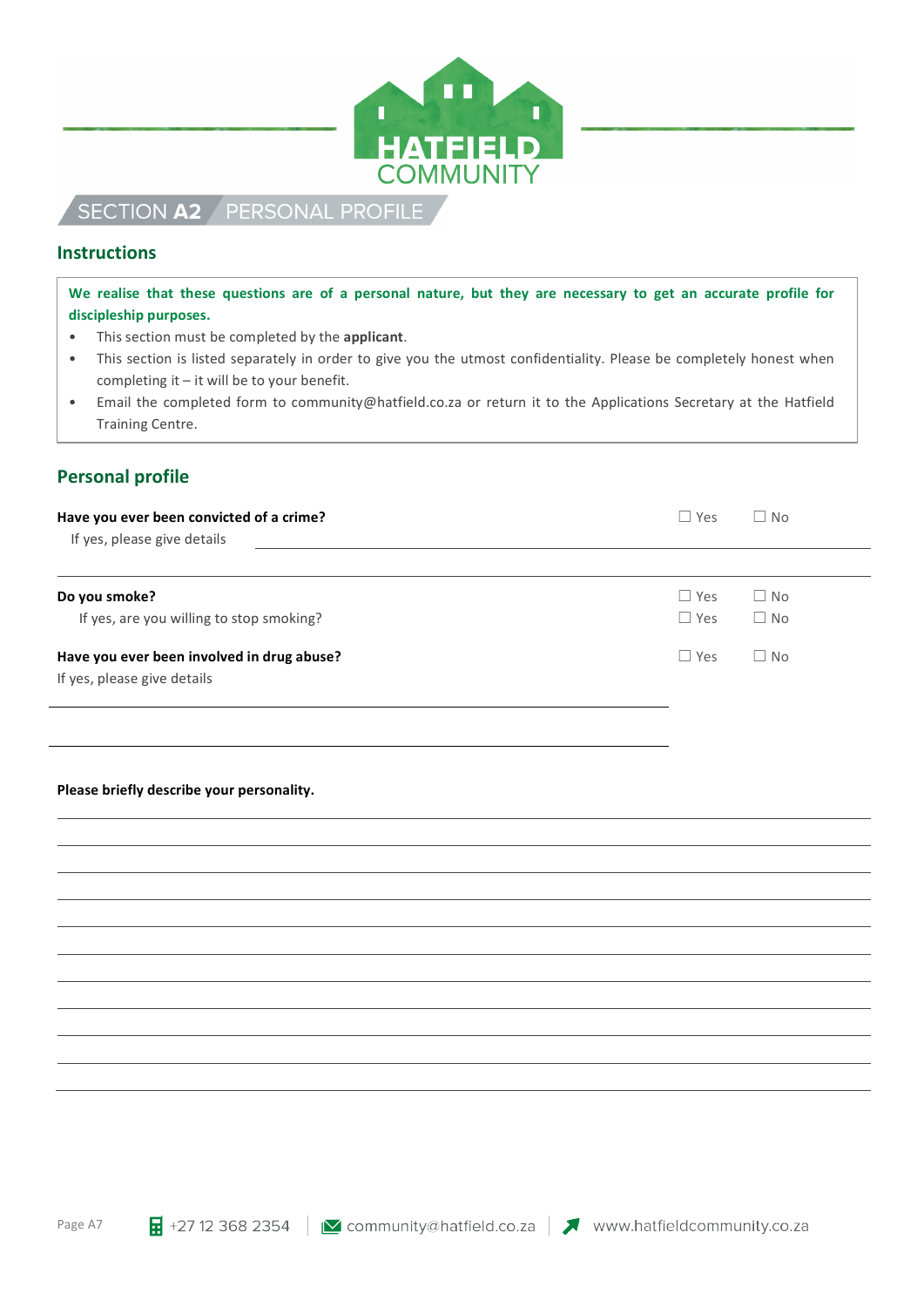HATFIELD COMMUNITY

# SECTION A2 PERSONAL PROFILE

## Instructions

**We realise that these questions are of a personal nature, but they are necessary to get an accurate profile for discipleship purposes.**

- This section must be completed by the **applicant**.
- This section is listed separately in order to give you the utmost confidentiality. Please be completely honest when completing it – it will be to your benefit.
- Email the completed form to community@hatfield.co.za or return it to the Applications Secretary at the Hatfield Training Centre.

## Personal profile

**Have you ever been convicted of a crime?** ☐ Yes ☐ No

If yes, please give details \_\_\_\_\_\_\_\_\_\_\_\_\_\_\_\_\_\_\_\_\_\_\_\_\_\_\_\_\_\_\_\_\_\_\_\_\_\_\_\_

\_\_\_\_\_\_\_\_\_\_\_\_\_\_\_\_\_\_\_\_\_\_\_\_\_\_\_\_\_\_\_\_\_\_\_\_\_\_\_\_\_\_\_\_\_\_\_\_\_\_\_\_\_\_\_\_\_\_\_\_

**Do you smoke?** ☐ Yes ☐ No

If yes, are you willing to stop smoking? ☐ Yes ☐ No

**Have you ever been involved in drug abuse?** ☐ Yes ☐ No

If yes, please give details

\_\_\_\_\_\_\_\_\_\_\_\_\_\_\_\_\_\_\_\_\_\_\_\_\_\_\_\_\_\_\_\_\_\_\_\_\_\_\_\_\_\_\_\_\_\_\_\_\_\_\_\_\_\_\_\_\_\_\_\_

\_\_\_\_\_\_\_\_\_\_\_\_\_\_\_\_\_\_\_\_\_\_\_\_\_\_\_\_\_\_\_\_\_\_\_\_\_\_\_\_\_\_\_\_\_\_\_\_\_\_\_\_\_\_\_\_\_\_\_\_

**Please briefly describe your personality.**

\_\_\_\_\_\_\_\_\_\_\_\_\_\_\_\_\_\_\_\_\_\_\_\_\_\_\_\_\_\_\_\_\_\_\_\_\_\_\_\_\_\_\_\_\_\_\_\_\_\_\_\_\_\_\_\_\_\_\_\_

\_\_\_\_\_\_\_\_\_\_\_\_\_\_\_\_\_\_\_\_\_\_\_\_\_\_\_\_\_\_\_\_\_\_\_\_\_\_\_\_\_\_\_\_\_\_\_\_\_\_\_\_\_\_\_\_\_\_\_\_

\_\_\_\_\_\_\_\_\_\_\_\_\_\_\_\_\_\_\_\_\_\_\_\_\_\_\_\_\_\_\_\_\_\_\_\_\_\_\_\_\_\_\_\_\_\_\_\_\_\_\_\_\_\_\_\_\_\_\_\_

\_\_\_\_\_\_\_\_\_\_\_\_\_\_\_\_\_\_\_\_\_\_\_\_\_\_\_\_\_\_\_\_\_\_\_\_\_\_\_\_\_\_\_\_\_\_\_\_\_\_\_\_\_\_\_\_\_\_\_\_

\_\_\_\_\_\_\_\_\_\_\_\_\_\_\_\_\_\_\_\_\_\_\_\_\_\_\_\_\_\_\_\_\_\_\_\_\_\_\_\_\_\_\_\_\_\_\_\_\_\_\_\_\_\_\_\_\_\_\_\_

\_\_\_\_\_\_\_\_\_\_\_\_\_\_\_\_\_\_\_\_\_\_\_\_\_\_\_\_\_\_\_\_\_\_\_\_\_\_\_\_\_\_\_\_\_\_\_\_\_\_\_\_\_\_\_\_\_\_\_\_

\_\_\_\_\_\_\_\_\_\_\_\_\_\_\_\_\_\_\_\_\_\_\_\_\_\_\_\_\_\_\_\_\_\_\_\_\_\_\_\_\_\_\_\_\_\_\_\_\_\_\_\_\_\_\_\_\_\_\_\_

\_\_\_\_\_\_\_\_\_\_\_\_\_\_\_\_\_\_\_\_\_\_\_\_\_\_\_\_\_\_\_\_\_\_\_\_\_\_\_\_\_\_\_\_\_\_\_\_\_\_\_\_\_\_\_\_\_\_\_\_

\_\_\_\_\_\_\_\_\_\_\_\_\_\_\_\_\_\_\_\_\_\_\_\_\_\_\_\_\_\_\_\_\_\_\_\_\_\_\_\_\_\_\_\_\_\_\_\_\_\_\_\_\_\_\_\_\_\_\_\_

\_\_\_\_\_\_\_\_\_\_\_\_\_\_\_\_\_\_\_\_\_\_\_\_\_\_\_\_\_\_\_\_\_\_\_\_\_\_\_\_\_\_\_\_\_\_\_\_\_\_\_\_\_\_\_\_\_\_\_\_

\_\_\_\_\_\_\_\_\_\_\_\_\_\_\_\_\_\_\_\_\_\_\_\_\_\_\_\_\_\_\_\_\_\_\_\_\_\_\_\_\_\_\_\_\_\_\_\_\_\_\_\_\_\_\_\_\_\_\_\_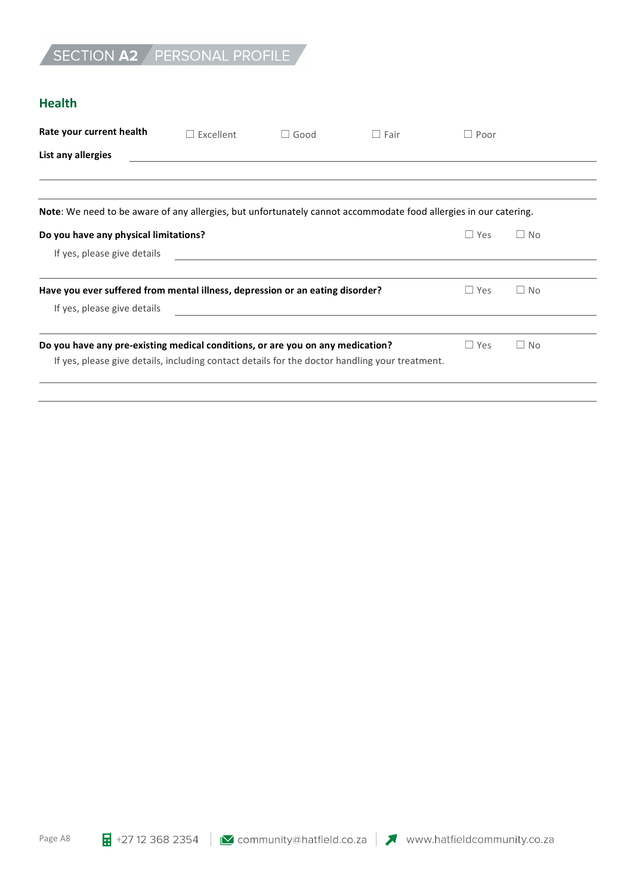# SECTION A2 PERSONAL PROFILE

## Health

**Rate your current health** ☐ Excellent ☐ Good ☐ Fair ☐ Poor

**List any allergies** ______________________________

______________________________

______________________________

**Note**: We need to be aware of any allergies, but unfortunately cannot accommodate food allergies in our catering.

**Do you have any physical limitations?** ☐ Yes ☐ No

If yes, please give details ______________________________

______________________________

**Have you ever suffered from mental illness, depression or an eating disorder?** ☐ Yes ☐ No

If yes, please give details ______________________________

______________________________

**Do you have any pre-existing medical conditions, or are you on any medication?** ☐ Yes ☐ No

If yes, please give details, including contact details for the doctor handling your treatment.

______________________________

______________________________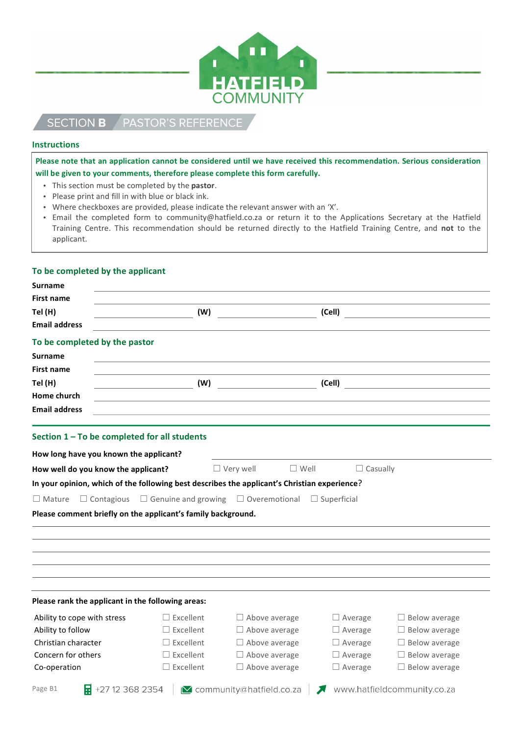# HATFIELD COMMUNITY

## SECTION B PASTOR'S REFERENCE

### Instructions

**Please note that an application cannot be considered until we have received this recommendation. Serious consideration will be given to your comments, therefore please complete this form carefully.**

- This section must be completed by the **pastor**.
- Please print and fill in with blue or black ink.
- Where checkboxes are provided, please indicate the relevant answer with an 'X'.
- Email the completed form to community@hatfield.co.za or return it to the Applications Secretary at the Hatfield Training Centre. This recommendation should be returned directly to the Hatfield Training Centre, and **not** to the applicant.

### To be completed by the applicant

**Surname** ______________________________

**First name** ______________________________

**Tel (H)** ______________ **(W)** ______________ **(Cell)** ______________

**Email address** ______________________________

### To be completed by the pastor

**Surname** ______________________________

**First name** ______________________________

**Tel (H)** ______________ **(W)** ______________ **(Cell)** ______________

**Home church** ______________________________

**Email address** ______________________________

### Section 1 – To be completed for all students

**How long have you known the applicant?** ______________________________

**How well do you know the applicant?** ☐ Very well ☐ Well ☐ Casually

**In your opinion, which of the following best describes the applicant's Christian experience?**

☐ Mature ☐ Contagious ☐ Genuine and growing ☐ Overemotional ☐ Superficial

**Please comment briefly on the applicant's family background.**

______________________________

______________________________

______________________________

______________________________

______________________________

**Please rank the applicant in the following areas:**

| | | | | |
|---|---|---|---|---|
| Ability to cope with stress | ☐ Excellent | ☐ Above average | ☐ Average | ☐ Below average |
| Ability to follow | ☐ Excellent | ☐ Above average | ☐ Average | ☐ Below average |
| Christian character | ☐ Excellent | ☐ Above average | ☐ Average | ☐ Below average |
| Concern for others | ☐ Excellent | ☐ Above average | ☐ Average | ☐ Below average |
| Co-operation | ☐ Excellent | ☐ Above average | ☐ Average | ☐ Below average |

Page B1 +27 12 368 2354 | community@hatfield.co.za | www.hatfieldcommunity.co.za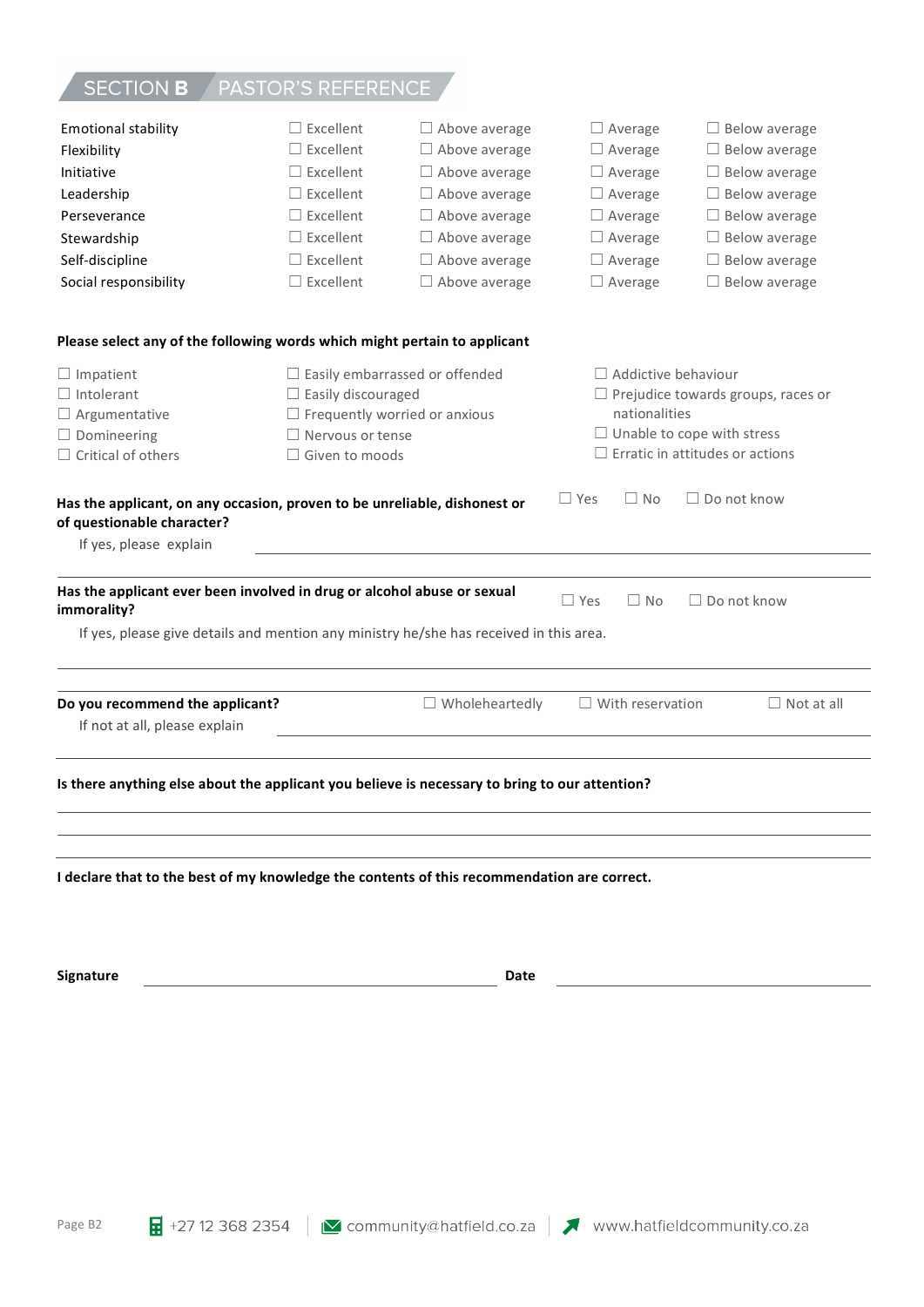## SECTION B PASTOR'S REFERENCE

| | | | | |
|---|---|---|---|---|
| Emotional stability | ☐ Excellent | ☐ Above average | ☐ Average | ☐ Below average |
| Flexibility | ☐ Excellent | ☐ Above average | ☐ Average | ☐ Below average |
| Initiative | ☐ Excellent | ☐ Above average | ☐ Average | ☐ Below average |
| Leadership | ☐ Excellent | ☐ Above average | ☐ Average | ☐ Below average |
| Perseverance | ☐ Excellent | ☐ Above average | ☐ Average | ☐ Below average |
| Stewardship | ☐ Excellent | ☐ Above average | ☐ Average | ☐ Below average |
| Self-discipline | ☐ Excellent | ☐ Above average | ☐ Average | ☐ Below average |
| Social responsibility | ☐ Excellent | ☐ Above average | ☐ Average | ☐ Below average |

**Please select any of the following words which might pertain to applicant**

| | | |
|---|---|---|
| ☐ Impatient | ☐ Easily embarrassed or offended | ☐ Addictive behaviour |
| ☐ Intolerant | ☐ Easily discouraged | ☐ Prejudice towards groups, races or nationalities |
| ☐ Argumentative | ☐ Frequently worried or anxious | ☐ Unable to cope with stress |
| ☐ Domineering | ☐ Nervous or tense | ☐ Erratic in attitudes or actions |
| ☐ Critical of others | ☐ Given to moods | |

**Has the applicant, on any occasion, proven to be unreliable, dishonest or of questionable character?** ☐ Yes ☐ No ☐ Do not know

If yes, please explain ______________________________

**Has the applicant ever been involved in drug or alcohol abuse or sexual immorality?** ☐ Yes ☐ No ☐ Do not know

If yes, please give details and mention any ministry he/she has received in this area.

______________________________

**Do you recommend the applicant?** ☐ Wholeheartedly ☐ With reservation ☐ Not at all

If not at all, please explain ______________________________

**Is there anything else about the applicant you believe is necessary to bring to our attention?**

______________________________

______________________________

**I declare that to the best of my knowledge the contents of this recommendation are correct.**

**Signature** ______________________________ **Date** ______________________________

+27 12 368 2354 | community@hatfield.co.za | www.hatfieldcommunity.co.za